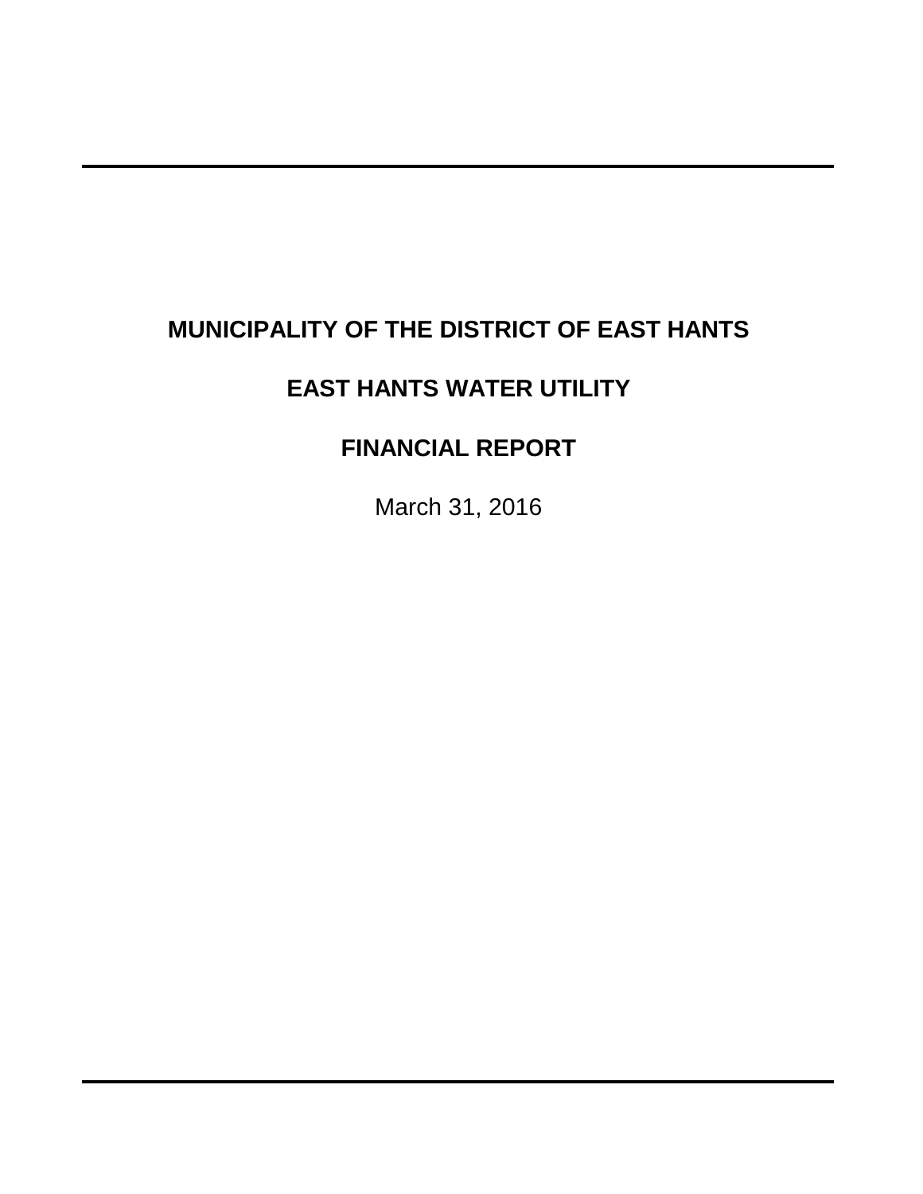# MUNICIPALITY OF THE DISTRICT OF EAST HANTS

# EAST HANTS WATER UTILITY

# FINANCIAL REPORT

March 31, 2016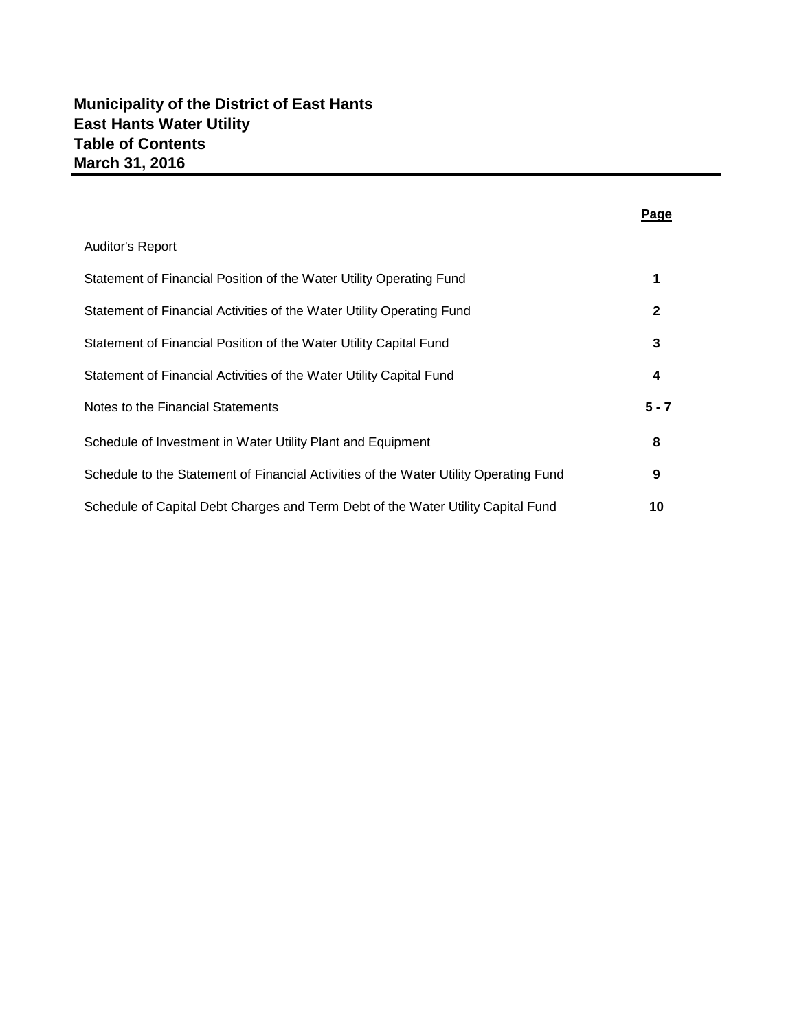# Municipality of the District of East Hants
# East Hants Water Utility
# Table of Contents
# March 31, 2016

| | Page |
|---|---|
| Auditor's Report | |
| Statement of Financial Position of the Water Utility Operating Fund | 1 |
| Statement of Financial Activities of the Water Utility Operating Fund | 2 |
| Statement of Financial Position of the Water Utility Capital Fund | 3 |
| Statement of Financial Activities of the Water Utility Capital Fund | 4 |
| Notes to the Financial Statements | 5 - 7 |
| Schedule of Investment in Water Utility Plant and Equipment | 8 |
| Schedule to the Statement of Financial Activities of the Water Utility Operating Fund | 9 |
| Schedule of Capital Debt Charges and Term Debt of the Water Utility Capital Fund | 10 |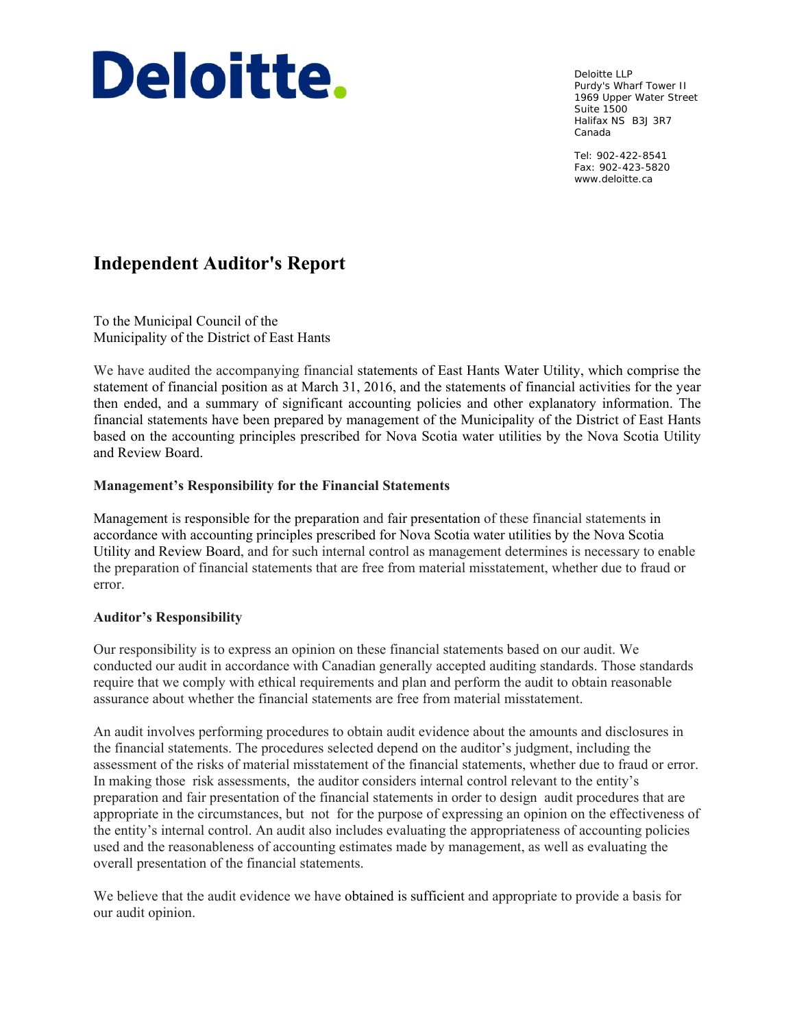Deloitte.

Deloitte LLP
Purdy's Wharf Tower II
1969 Upper Water Street
Suite 1500
Halifax NS B3J 3R7
Canada

Tel: 902-422-8541
Fax: 902-423-5820
www.deloitte.ca

# Independent Auditor's Report

To the Municipal Council of the
Municipality of the District of East Hants

We have audited the accompanying financial statements of East Hants Water Utility, which comprise the statement of financial position as at March 31, 2016, and the statements of financial activities for the year then ended, and a summary of significant accounting policies and other explanatory information. The financial statements have been prepared by management of the Municipality of the District of East Hants based on the accounting principles prescribed for Nova Scotia water utilities by the Nova Scotia Utility and Review Board.

### Management's Responsibility for the Financial Statements

Management is responsible for the preparation and fair presentation of these financial statements in accordance with accounting principles prescribed for Nova Scotia water utilities by the Nova Scotia Utility and Review Board, and for such internal control as management determines is necessary to enable the preparation of financial statements that are free from material misstatement, whether due to fraud or error.

### Auditor's Responsibility

Our responsibility is to express an opinion on these financial statements based on our audit. We conducted our audit in accordance with Canadian generally accepted auditing standards. Those standards require that we comply with ethical requirements and plan and perform the audit to obtain reasonable assurance about whether the financial statements are free from material misstatement.

An audit involves performing procedures to obtain audit evidence about the amounts and disclosures in the financial statements. The procedures selected depend on the auditor's judgment, including the assessment of the risks of material misstatement of the financial statements, whether due to fraud or error. In making those risk assessments, the auditor considers internal control relevant to the entity's preparation and fair presentation of the financial statements in order to design audit procedures that are appropriate in the circumstances, but not for the purpose of expressing an opinion on the effectiveness of the entity's internal control. An audit also includes evaluating the appropriateness of accounting policies used and the reasonableness of accounting estimates made by management, as well as evaluating the overall presentation of the financial statements.

We believe that the audit evidence we have obtained is sufficient and appropriate to provide a basis for our audit opinion.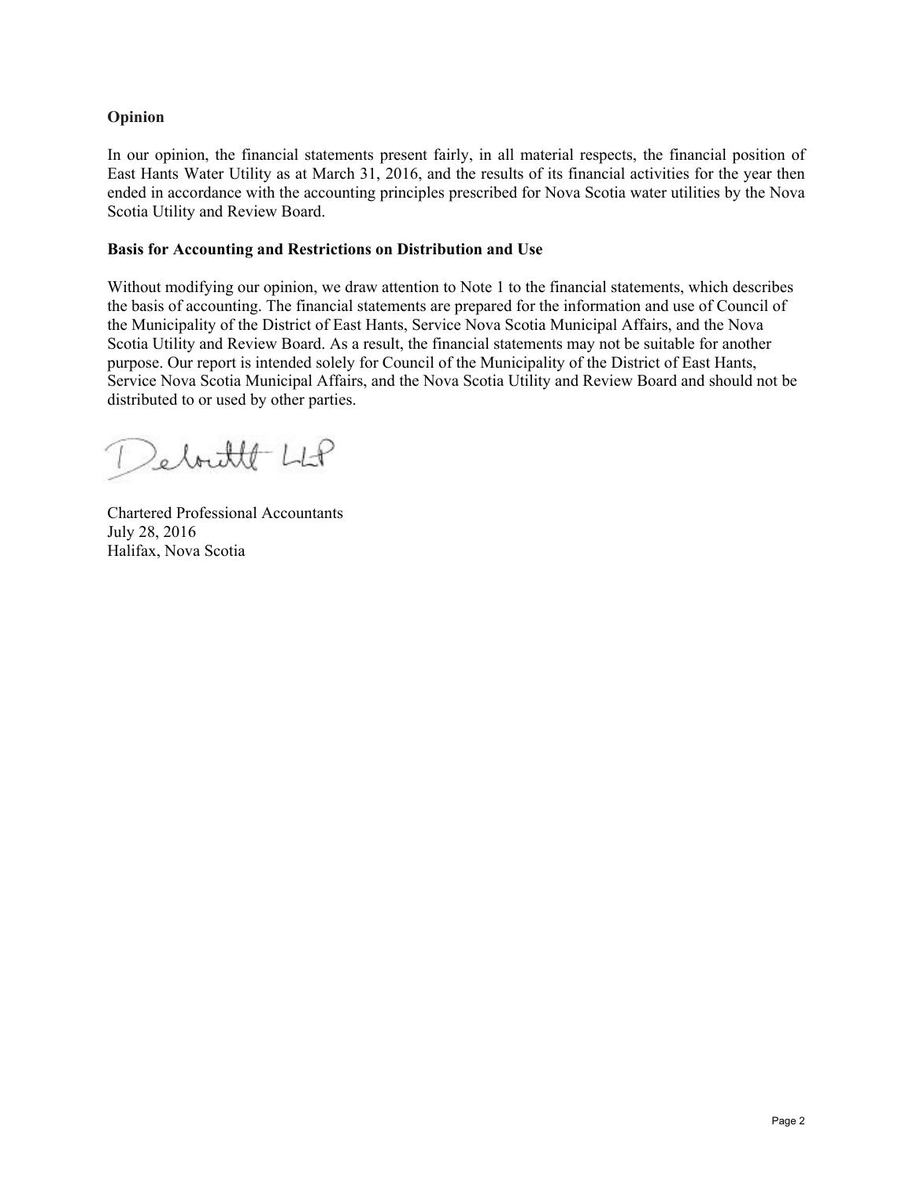**Opinion**

In our opinion, the financial statements present fairly, in all material respects, the financial position of East Hants Water Utility as at March 31, 2016, and the results of its financial activities for the year then ended in accordance with the accounting principles prescribed for Nova Scotia water utilities by the Nova Scotia Utility and Review Board.

**Basis for Accounting and Restrictions on Distribution and Use**

Without modifying our opinion, we draw attention to Note 1 to the financial statements, which describes the basis of accounting. The financial statements are prepared for the information and use of Council of the Municipality of the District of East Hants, Service Nova Scotia Municipal Affairs, and the Nova Scotia Utility and Review Board. As a result, the financial statements may not be suitable for another purpose. Our report is intended solely for Council of the Municipality of the District of East Hants, Service Nova Scotia Municipal Affairs, and the Nova Scotia Utility and Review Board and should not be distributed to or used by other parties.

Deloitte LLP

Chartered Professional Accountants
July 28, 2016
Halifax, Nova Scotia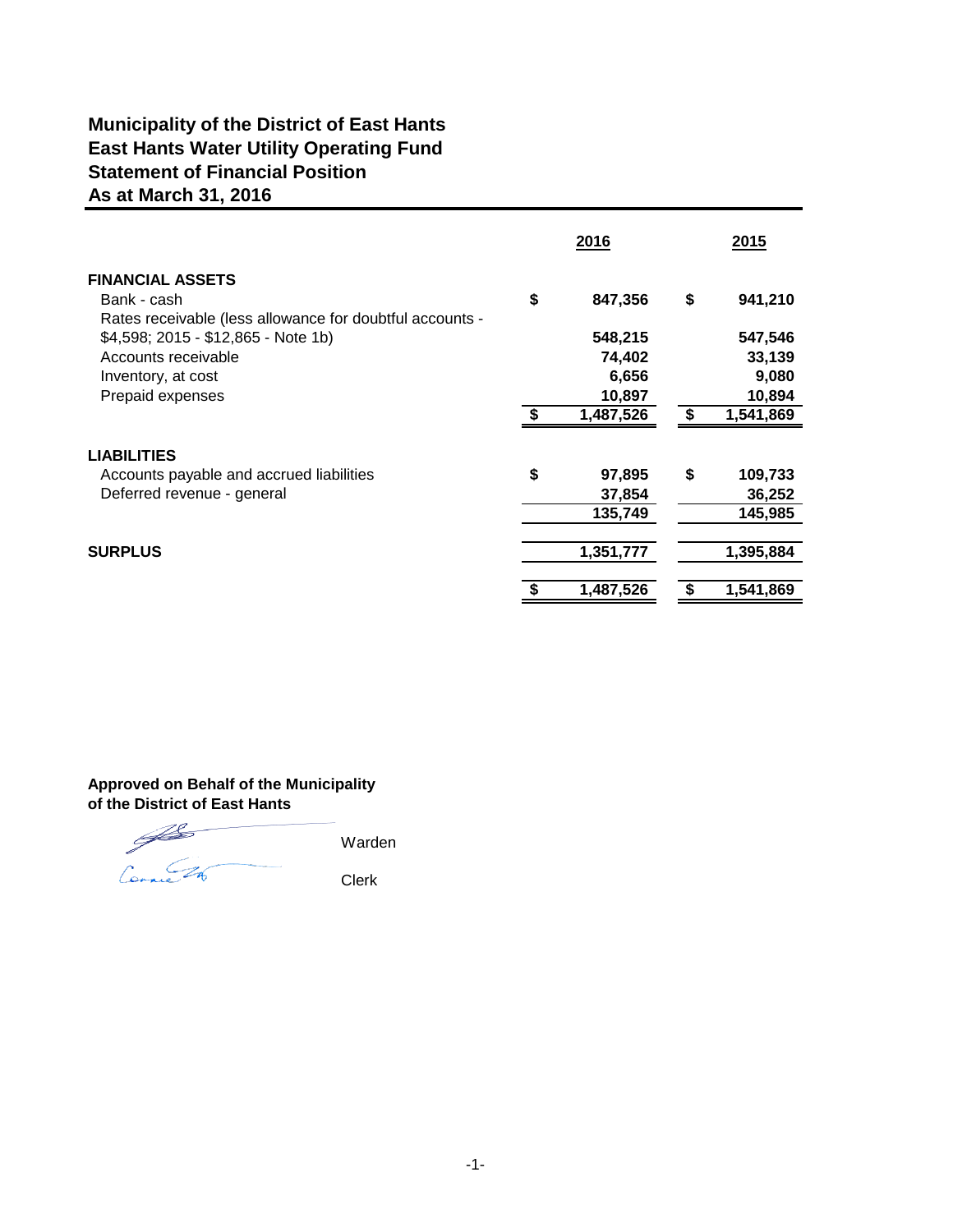# Municipality of the District of East Hants
# East Hants Water Utility Operating Fund
# Statement of Financial Position
# As at March 31, 2016

| | 2016 | 2015 |
|---|---|---|
| **FINANCIAL ASSETS** | | |
| Bank - cash | $ 847,356 | $ 941,210 |
| Rates receivable (less allowance for doubtful accounts - $4,598; 2015 - $12,865 - Note 1b) | 548,215 | 547,546 |
| Accounts receivable | 74,402 | 33,139 |
| Inventory, at cost | 6,656 | 9,080 |
| Prepaid expenses | 10,897 | 10,894 |
| | $ 1,487,526 | $ 1,541,869 |
| **LIABILITIES** | | |
| Accounts payable and accrued liabilities | $ 97,895 | $ 109,733 |
| Deferred revenue - general | 37,854 | 36,252 |
| | 135,749 | 145,985 |
| **SURPLUS** | 1,351,777 | 1,395,884 |
| | $ 1,487,526 | $ 1,541,869 |

**Approved on Behalf of the Municipality of the District of East Hants**

Warden

Clerk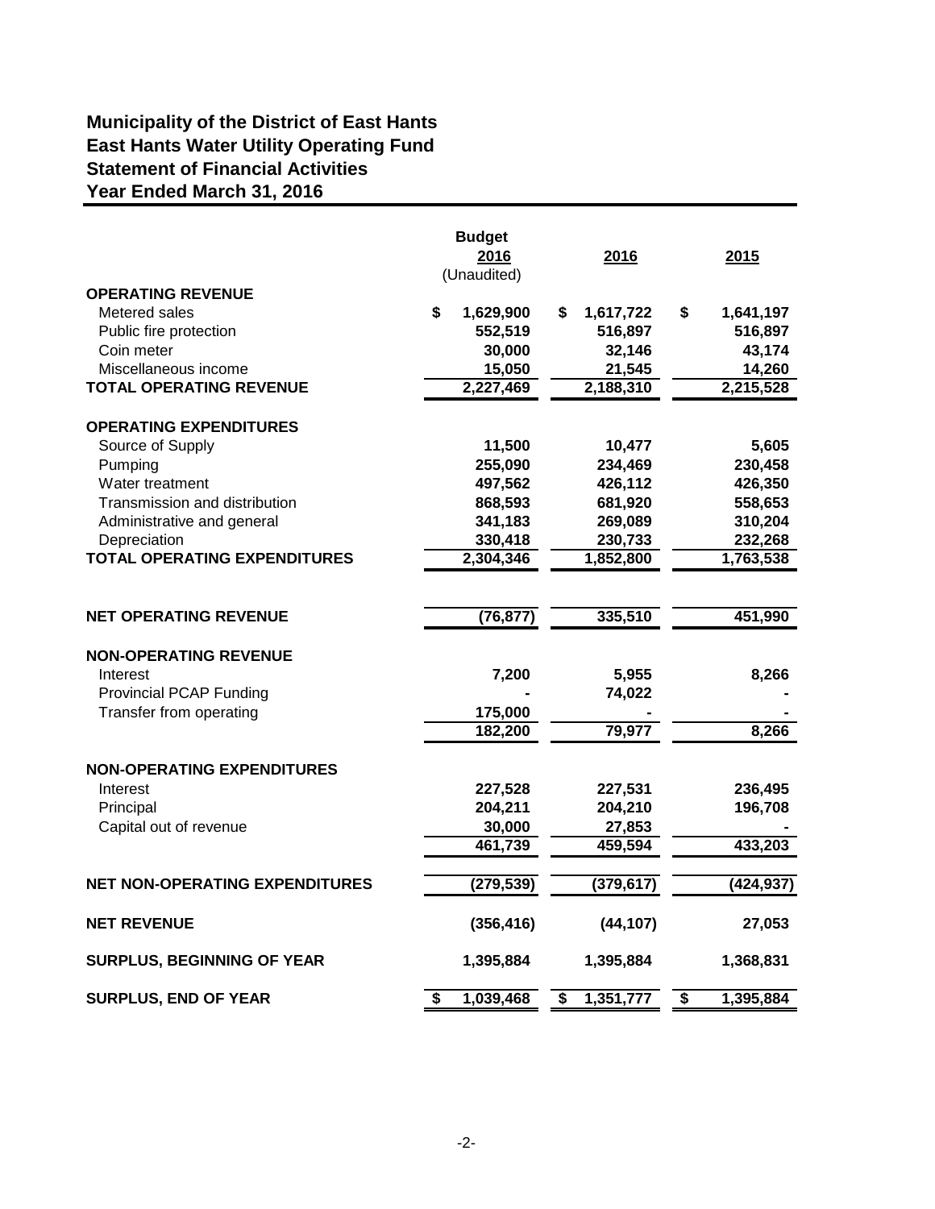# Municipality of the District of East Hants
# East Hants Water Utility Operating Fund
# Statement of Financial Activities
# Year Ended March 31, 2016

| | Budget 2016 (Unaudited) | 2016 | 2015 |
|---|---|---|---|
| **OPERATING REVENUE** | | | |
| Metered sales | $ 1,629,900 | $ 1,617,722 | $ 1,641,197 |
| Public fire protection | 552,519 | 516,897 | 516,897 |
| Coin meter | 30,000 | 32,146 | 43,174 |
| Miscellaneous income | 15,050 | 21,545 | 14,260 |
| **TOTAL OPERATING REVENUE** | 2,227,469 | 2,188,310 | 2,215,528 |
| **OPERATING EXPENDITURES** | | | |
| Source of Supply | 11,500 | 10,477 | 5,605 |
| Pumping | 255,090 | 234,469 | 230,458 |
| Water treatment | 497,562 | 426,112 | 426,350 |
| Transmission and distribution | 868,593 | 681,920 | 558,653 |
| Administrative and general | 341,183 | 269,089 | 310,204 |
| Depreciation | 330,418 | 230,733 | 232,268 |
| **TOTAL OPERATING EXPENDITURES** | 2,304,346 | 1,852,800 | 1,763,538 |
| **NET OPERATING REVENUE** | (76,877) | 335,510 | 451,990 |
| **NON-OPERATING REVENUE** | | | |
| Interest | 7,200 | 5,955 | 8,266 |
| Provincial PCAP Funding | - | 74,022 | - |
| Transfer from operating | 175,000 | - | - |
| | 182,200 | 79,977 | 8,266 |
| **NON-OPERATING EXPENDITURES** | | | |
| Interest | 227,528 | 227,531 | 236,495 |
| Principal | 204,211 | 204,210 | 196,708 |
| Capital out of revenue | 30,000 | 27,853 | - |
| | 461,739 | 459,594 | 433,203 |
| **NET NON-OPERATING EXPENDITURES** | (279,539) | (379,617) | (424,937) |
| **NET REVENUE** | (356,416) | (44,107) | 27,053 |
| **SURPLUS, BEGINNING OF YEAR** | 1,395,884 | 1,395,884 | 1,368,831 |
| **SURPLUS, END OF YEAR** | $ 1,039,468 | $ 1,351,777 | $ 1,395,884 |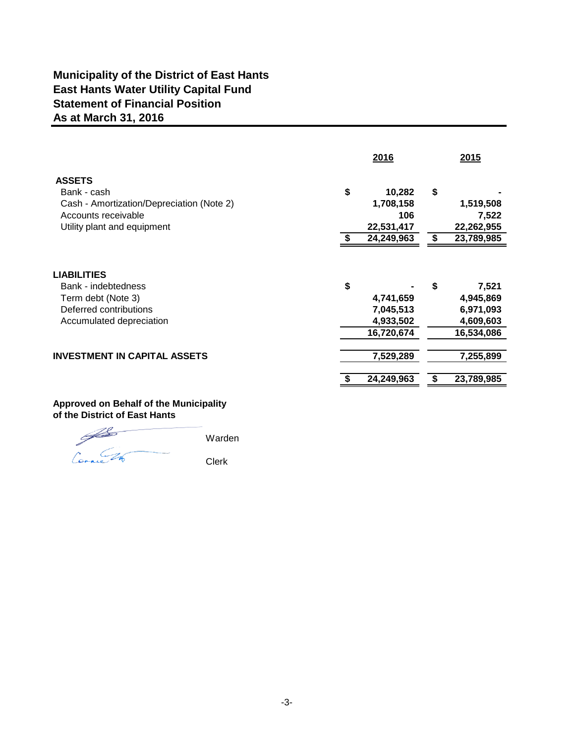# Municipality of the District of East Hants
# East Hants Water Utility Capital Fund
# Statement of Financial Position
# As at March 31, 2016

| | 2016 | 2015 |
|---|---|---|
| **ASSETS** | | |
| Bank - cash | $ 10,282 | $ - |
| Cash - Amortization/Depreciation (Note 2) | 1,708,158 | 1,519,508 |
| Accounts receivable | 106 | 7,522 |
| Utility plant and equipment | 22,531,417 | 22,262,955 |
| | $ 24,249,963 | $ 23,789,985 |
| **LIABILITIES** | | |
| Bank - indebtedness | $ - | $ 7,521 |
| Term debt (Note 3) | 4,741,659 | 4,945,869 |
| Deferred contributions | 7,045,513 | 6,971,093 |
| Accumulated depreciation | 4,933,502 | 4,609,603 |
| | 16,720,674 | 16,534,086 |
| **INVESTMENT IN CAPITAL ASSETS** | 7,529,289 | 7,255,899 |
| | $ 24,249,963 | $ 23,789,985 |

**Approved on Behalf of the Municipality of the District of East Hants**

Warden

Clerk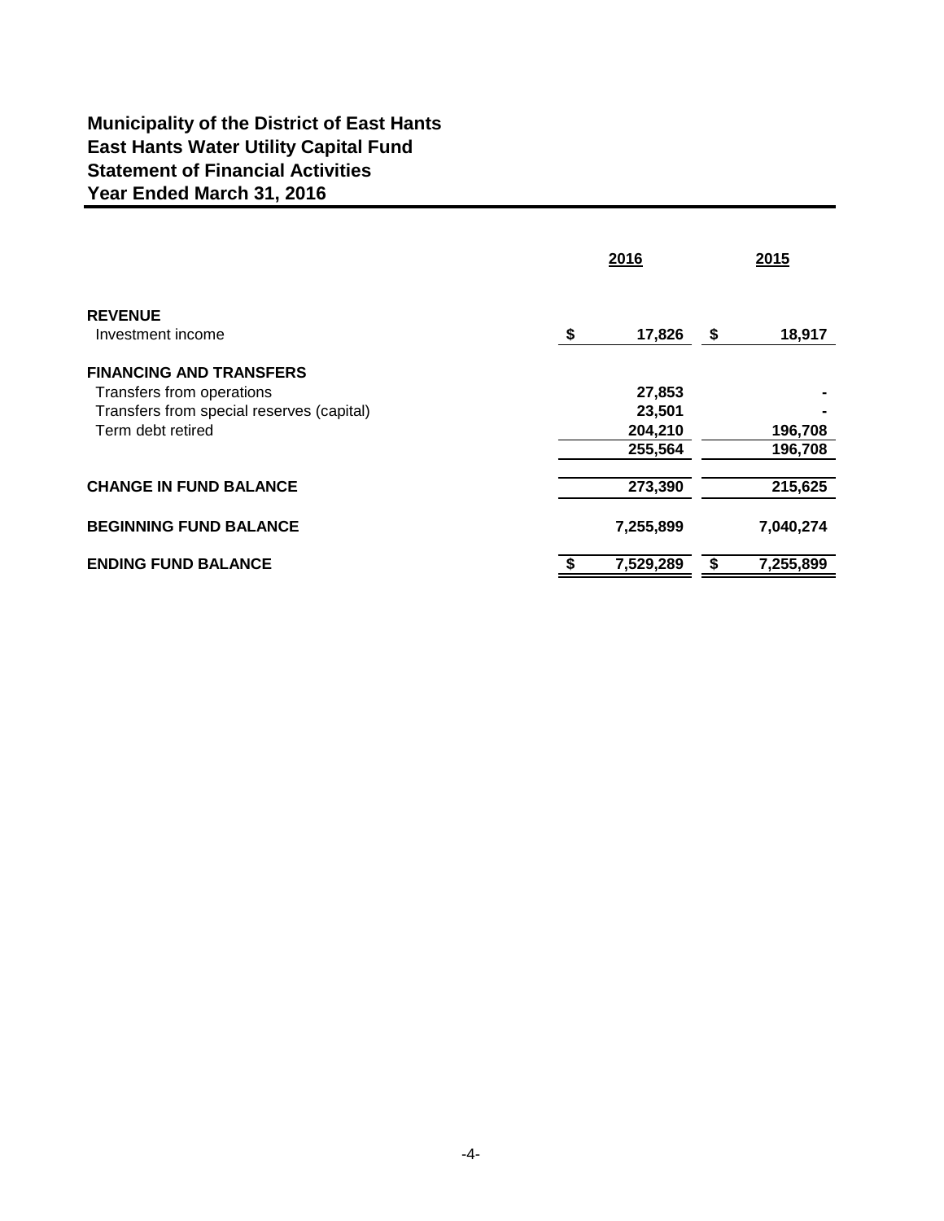# Municipality of the District of East Hants
# East Hants Water Utility Capital Fund
# Statement of Financial Activities
# Year Ended March 31, 2016

| | 2016 | 2015 |
|---|---|---|
| **REVENUE** | | |
| Investment income | $ 17,826 | $ 18,917 |
| **FINANCING AND TRANSFERS** | | |
| Transfers from operations | 27,853 | - |
| Transfers from special reserves (capital) | 23,501 | - |
| Term debt retired | 204,210 | 196,708 |
| | 255,564 | 196,708 |
| **CHANGE IN FUND BALANCE** | 273,390 | 215,625 |
| **BEGINNING FUND BALANCE** | 7,255,899 | 7,040,274 |
| **ENDING FUND BALANCE** | $ 7,529,289 | $ 7,255,899 |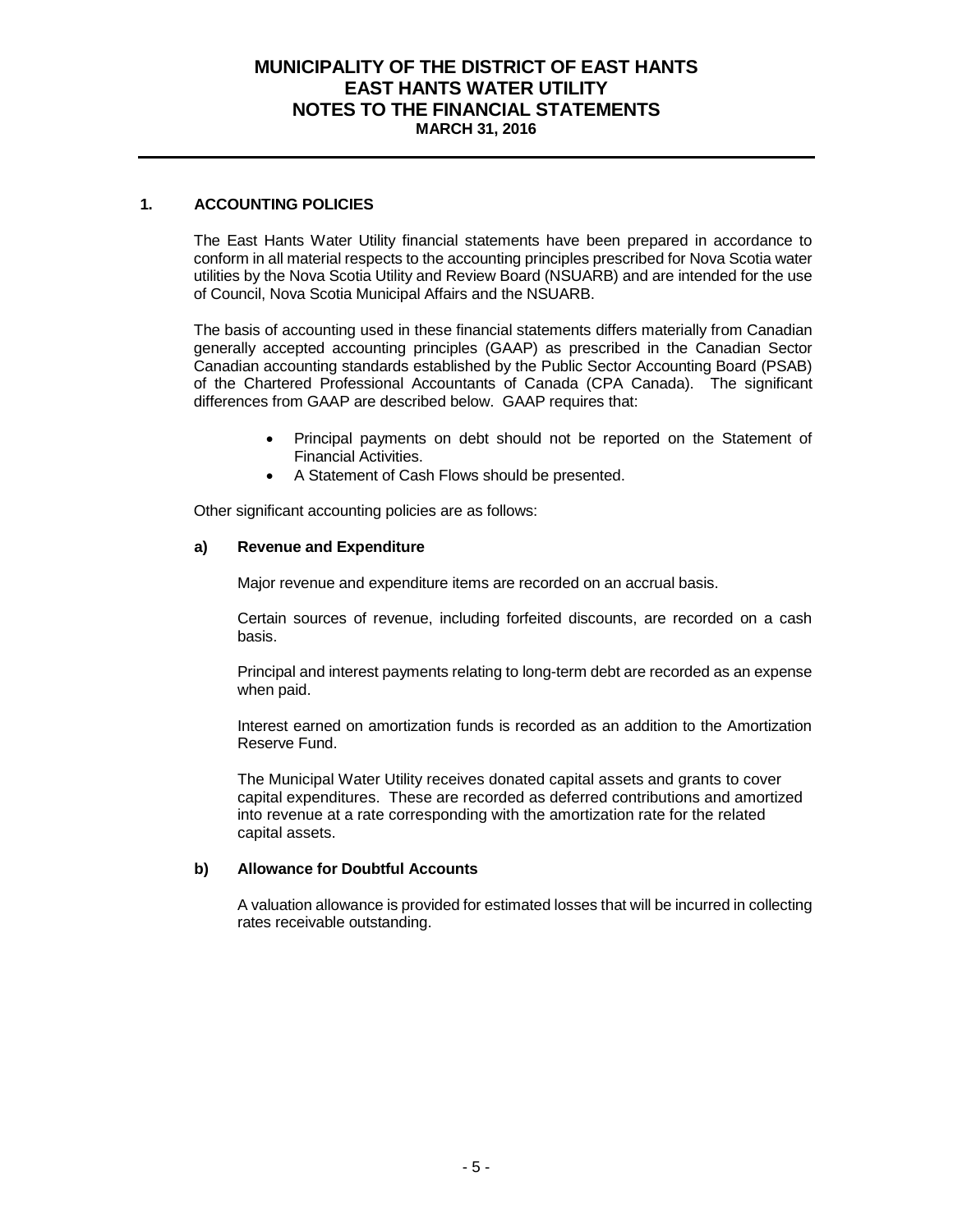# MUNICIPALITY OF THE DISTRICT OF EAST HANTS
# EAST HANTS WATER UTILITY
# NOTES TO THE FINANCIAL STATEMENTS
**MARCH 31, 2016**

## 1. ACCOUNTING POLICIES

The East Hants Water Utility financial statements have been prepared in accordance to conform in all material respects to the accounting principles prescribed for Nova Scotia water utilities by the Nova Scotia Utility and Review Board (NSUARB) and are intended for the use of Council, Nova Scotia Municipal Affairs and the NSUARB.

The basis of accounting used in these financial statements differs materially from Canadian generally accepted accounting principles (GAAP) as prescribed in the Canadian Sector Canadian accounting standards established by the Public Sector Accounting Board (PSAB) of the Chartered Professional Accountants of Canada (CPA Canada). The significant differences from GAAP are described below. GAAP requires that:

- Principal payments on debt should not be reported on the Statement of Financial Activities.
- A Statement of Cash Flows should be presented.

Other significant accounting policies are as follows:

### a) Revenue and Expenditure

Major revenue and expenditure items are recorded on an accrual basis.

Certain sources of revenue, including forfeited discounts, are recorded on a cash basis.

Principal and interest payments relating to long-term debt are recorded as an expense when paid.

Interest earned on amortization funds is recorded as an addition to the Amortization Reserve Fund.

The Municipal Water Utility receives donated capital assets and grants to cover capital expenditures. These are recorded as deferred contributions and amortized into revenue at a rate corresponding with the amortization rate for the related capital assets.

### b) Allowance for Doubtful Accounts

A valuation allowance is provided for estimated losses that will be incurred in collecting rates receivable outstanding.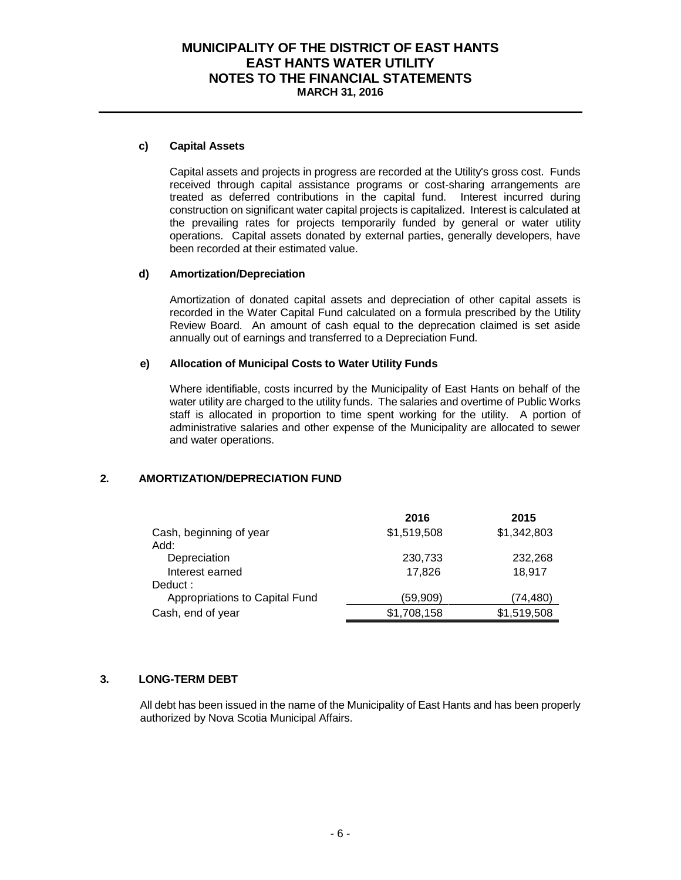#### c) Capital Assets

Capital assets and projects in progress are recorded at the Utility's gross cost. Funds received through capital assistance programs or cost-sharing arrangements are treated as deferred contributions in the capital fund. Interest incurred during construction on significant water capital projects is capitalized. Interest is calculated at the prevailing rates for projects temporarily funded by general or water utility operations. Capital assets donated by external parties, generally developers, have been recorded at their estimated value.

#### d) Amortization/Depreciation

Amortization of donated capital assets and depreciation of other capital assets is recorded in the Water Capital Fund calculated on a formula prescribed by the Utility Review Board. An amount of cash equal to the deprecation claimed is set aside annually out of earnings and transferred to a Depreciation Fund.

#### e) Allocation of Municipal Costs to Water Utility Funds

Where identifiable, costs incurred by the Municipality of East Hants on behalf of the water utility are charged to the utility funds. The salaries and overtime of Public Works staff is allocated in proportion to time spent working for the utility. A portion of administrative salaries and other expense of the Municipality are allocated to sewer and water operations.

## 2. AMORTIZATION/DEPRECIATION FUND

| | 2016 | 2015 |
|---|---|---|
| Cash, beginning of year | $1,519,508 | $1,342,803 |
| Add: | | |
| Depreciation | 230,733 | 232,268 |
| Interest earned | 17,826 | 18,917 |
| Deduct : | | |
| Appropriations to Capital Fund | (59,909) | (74,480) |
| Cash, end of year | $1,708,158 | $1,519,508 |

## 3. LONG-TERM DEBT

All debt has been issued in the name of the Municipality of East Hants and has been properly authorized by Nova Scotia Municipal Affairs.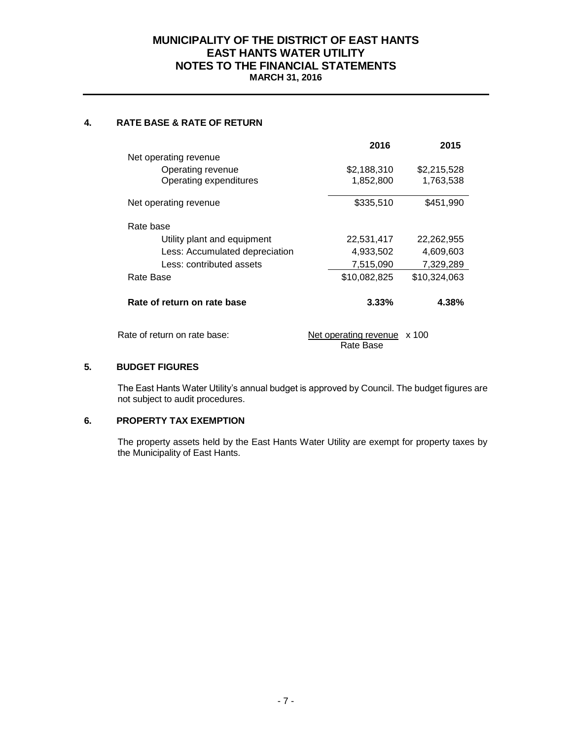# MUNICIPALITY OF THE DISTRICT OF EAST HANTS
# EAST HANTS WATER UTILITY
# NOTES TO THE FINANCIAL STATEMENTS
**MARCH 31, 2016**

## 4. RATE BASE & RATE OF RETURN

| | 2016 | 2015 |
|---|---|---|
| Net operating revenue | | |
| Operating revenue | $2,188,310 | $2,215,528 |
| Operating expenditures | 1,852,800 | 1,763,538 |
| Net operating revenue | $335,510 | $451,990 |
| Rate base | | |
| Utility plant and equipment | 22,531,417 | 22,262,955 |
| Less: Accumulated depreciation | 4,933,502 | 4,609,603 |
| Less: contributed assets | 7,515,090 | 7,329,289 |
| Rate Base | $10,082,825 | $10,324,063 |
| **Rate of return on rate base** | **3.33%** | **4.38%** |

Rate of return on rate base: $\frac{\text{Net operating revenue}}{\text{Rate Base}} \times 100$

## 5. BUDGET FIGURES

The East Hants Water Utility's annual budget is approved by Council. The budget figures are not subject to audit procedures.

## 6. PROPERTY TAX EXEMPTION

The property assets held by the East Hants Water Utility are exempt for property taxes by the Municipality of East Hants.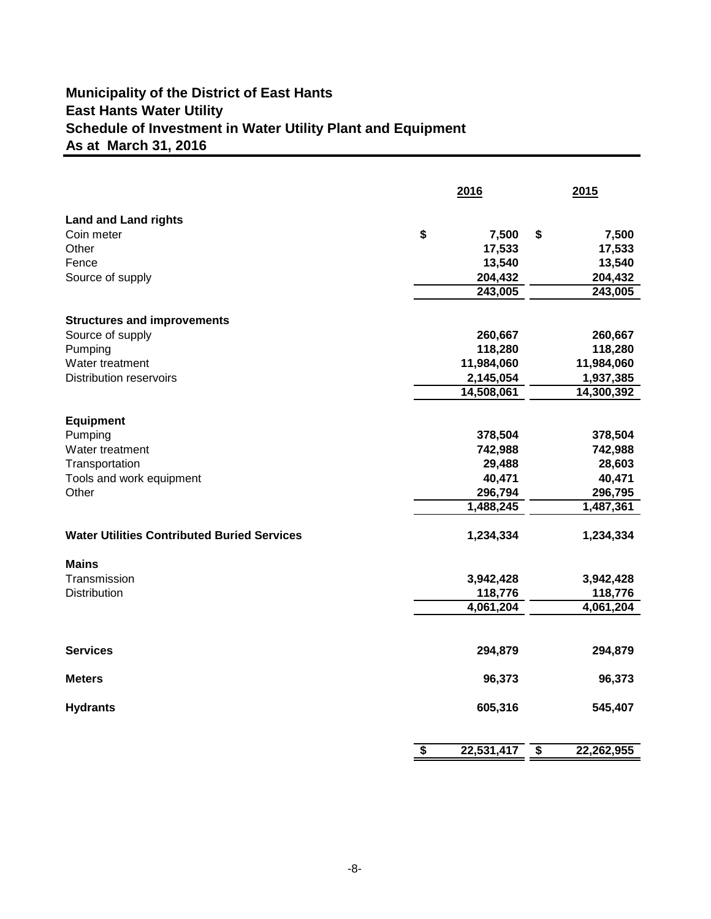# Municipality of the District of East Hants
## East Hants Water Utility
## Schedule of Investment in Water Utility Plant and Equipment
## As at March 31, 2016

| | 2016 | 2015 |
|---|---|---|
| **Land and Land rights** | | |
| Coin meter | $ 7,500 | $ 7,500 |
| Other | 17,533 | 17,533 |
| Fence | 13,540 | 13,540 |
| Source of supply | 204,432 | 204,432 |
| | 243,005 | 243,005 |
| **Structures and improvements** | | |
| Source of supply | 260,667 | 260,667 |
| Pumping | 118,280 | 118,280 |
| Water treatment | 11,984,060 | 11,984,060 |
| Distribution reservoirs | 2,145,054 | 1,937,385 |
| | 14,508,061 | 14,300,392 |
| **Equipment** | | |
| Pumping | 378,504 | 378,504 |
| Water treatment | 742,988 | 742,988 |
| Transportation | 29,488 | 28,603 |
| Tools and work equipment | 40,471 | 40,471 |
| Other | 296,794 | 296,795 |
| | 1,488,245 | 1,487,361 |
| **Water Utilities Contributed Buried Services** | 1,234,334 | 1,234,334 |
| **Mains** | | |
| Transmission | 3,942,428 | 3,942,428 |
| Distribution | 118,776 | 118,776 |
| | 4,061,204 | 4,061,204 |
| **Services** | 294,879 | 294,879 |
| **Meters** | 96,373 | 96,373 |
| **Hydrants** | 605,316 | 545,407 |
| | $ 22,531,417 | $ 22,262,955 |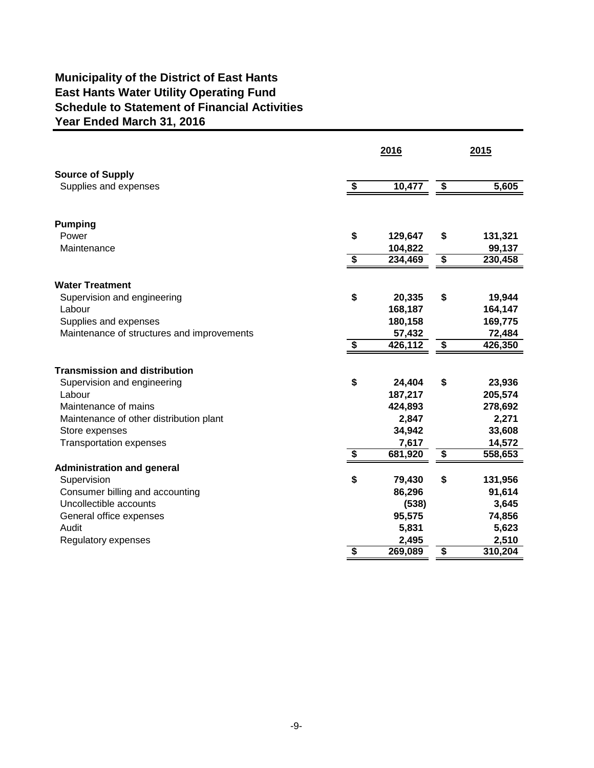# Municipality of the District of East Hants
## East Hants Water Utility Operating Fund
## Schedule to Statement of Financial Activities
## Year Ended March 31, 2016

| | 2016 | 2015 |
|---|---|---|
| **Source of Supply** | | |
| Supplies and expenses | $ 10,477 | $ 5,605 |
| | | |
| **Pumping** | | |
| Power | $ 129,647 | $ 131,321 |
| Maintenance | 104,822 | 99,137 |
| | $ 234,469 | $ 230,458 |
| | | |
| **Water Treatment** | | |
| Supervision and engineering | $ 20,335 | $ 19,944 |
| Labour | 168,187 | 164,147 |
| Supplies and expenses | 180,158 | 169,775 |
| Maintenance of structures and improvements | 57,432 | 72,484 |
| | $ 426,112 | $ 426,350 |
| | | |
| **Transmission and distribution** | | |
| Supervision and engineering | $ 24,404 | $ 23,936 |
| Labour | 187,217 | 205,574 |
| Maintenance of mains | 424,893 | 278,692 |
| Maintenance of other distribution plant | 2,847 | 2,271 |
| Store expenses | 34,942 | 33,608 |
| Transportation expenses | 7,617 | 14,572 |
| | $ 681,920 | $ 558,653 |
| **Administration and general** | | |
| Supervision | $ 79,430 | $ 131,956 |
| Consumer billing and accounting | 86,296 | 91,614 |
| Uncollectible accounts | (538) | 3,645 |
| General office expenses | 95,575 | 74,856 |
| Audit | 5,831 | 5,623 |
| Regulatory expenses | 2,495 | 2,510 |
| | $ 269,089 | $ 310,204 |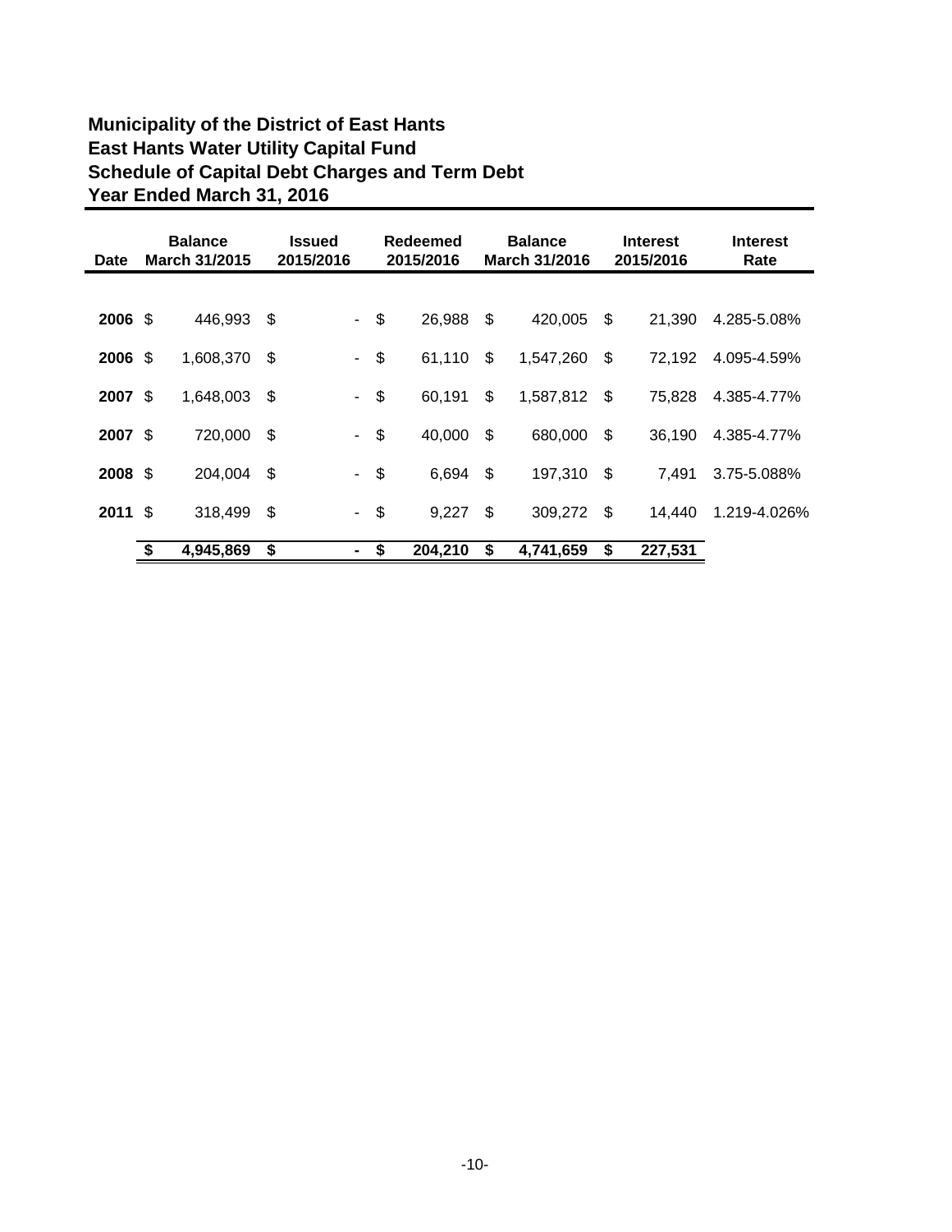# Municipality of the District of East Hants
## East Hants Water Utility Capital Fund
## Schedule of Capital Debt Charges and Term Debt
## Year Ended March 31, 2016

| Date | Balance March 31/2015 | Issued 2015/2016 | Redeemed 2015/2016 | Balance March 31/2016 | Interest 2015/2016 | Interest Rate |
|---|---|---|---|---|---|---|
| **2006** | $ 446,993 | $ - | $ 26,988 | $ 420,005 | $ 21,390 | 4.285-5.08% |
| **2006** | $ 1,608,370 | $ - | $ 61,110 | $ 1,547,260 | $ 72,192 | 4.095-4.59% |
| **2007** | $ 1,648,003 | $ - | $ 60,191 | $ 1,587,812 | $ 75,828 | 4.385-4.77% |
| **2007** | $ 720,000 | $ - | $ 40,000 | $ 680,000 | $ 36,190 | 4.385-4.77% |
| **2008** | $ 204,004 | $ - | $ 6,694 | $ 197,310 | $ 7,491 | 3.75-5.088% |
| **2011** | $ 318,499 | $ - | $ 9,227 | $ 309,272 | $ 14,440 | 1.219-4.026% |
| | **$ 4,945,869** | **$ -** | **$ 204,210** | **$ 4,741,659** | **$ 227,531** | |